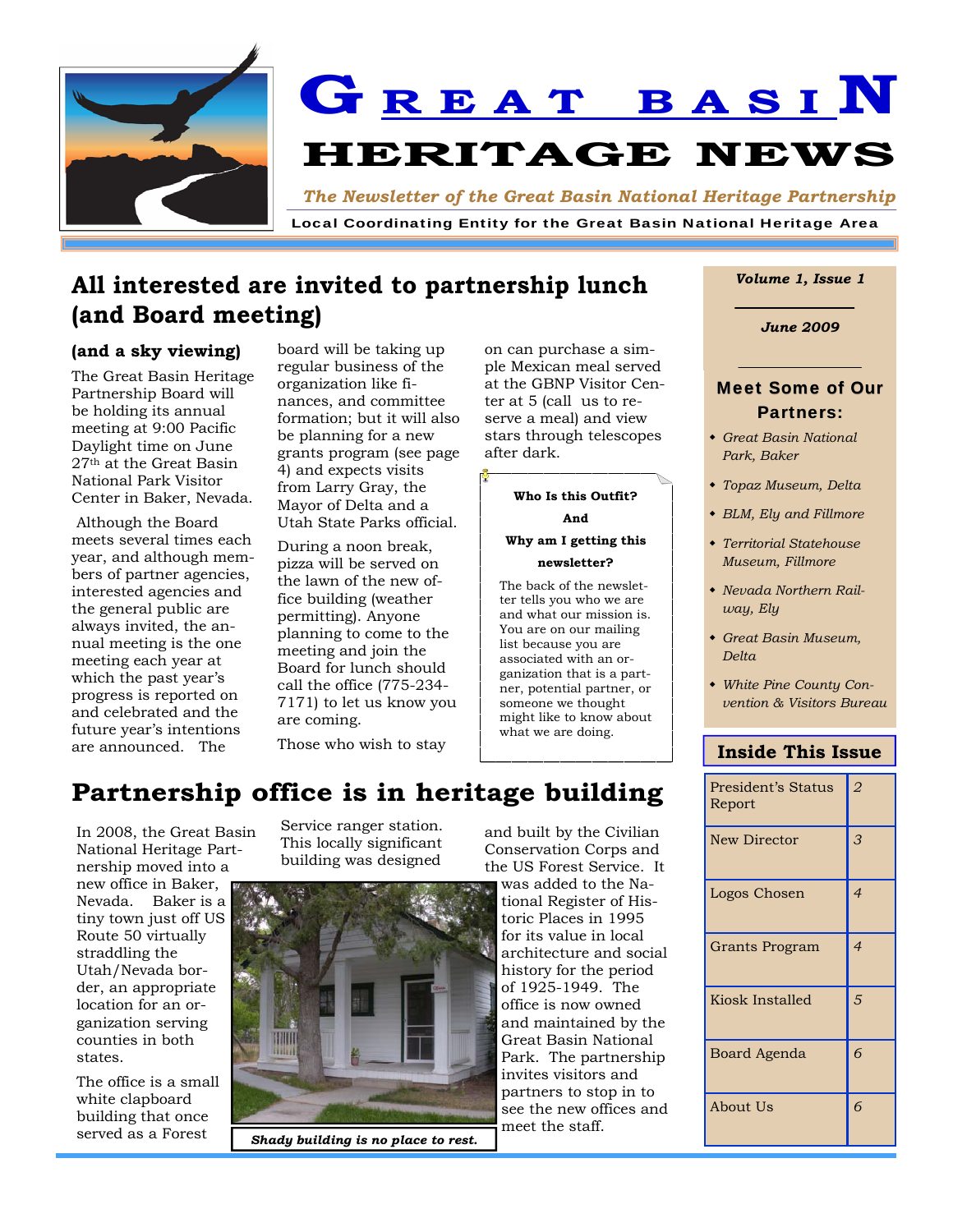# GREAT BASIN HERITAGE NEWS

*The Newsletter of the Great Basin National Heritage Partnership*

**Local Coordinating Entity for the Great Basin National Heritage Area**

*Volume 1, Issue 1*

*June 2009*

## All interested are invited to partnership lunch (and Board meeting)

### (and a sky viewing)

The Great Basin Heritage Partnership Board will be holding its annual meeting at 9:00 Pacific Daylight time on June 27th at the Great Basin National Park Visitor Center in Baker, Nevada.

Although the Board meets several times each year, and although members of partner agencies, interested agencies and the general public are always invited, the annual meeting is the one meeting each year at which the past year's progress is reported on and celebrated and the future year's intentions are announced. The board will be taking up regular business of the organization like finances, and committee formation; but it will also be planning for a new grants program (see page 4) and expects visits from Larry Gray, the Mayor of Delta and a Utah State Parks official.

During a noon break, pizza will be served on the lawn of the new office building (weather permitting). Anyone planning to come to the meeting and join the Board for lunch should call the office (775-234-7171) to let us know you are coming.

Those who wish to stay on can purchase a simple Mexican meal served at the GBNP Visitor Center at 5 (call us to reserve a meal) and view new stars through telescopes after dark.

**Who Is this Outfit? And Why am I getting this newsletter?**

The back of the newsletter tells you who we are and what our mission is. You are on our mailing list because you are associated with an organization that is a partner, potential partner, or someone we thought might like to know about what we are doing.

## Partnership office is in heritage building

In 2008, the Great Basin National Heritage Partnership moved into a new office in Baker, Nevada. Baker is a tiny town just off US Route 50 virtually straddling the Utah/Nevada border, an appropriate location for an organization serving counties in both states.

The office is a small white clapboard building that once served as a Forest Service ranger station. This locally significant building was designed and built by the Civilian Conservation Corps and the US Forest Service. It was added to the National Register of Historic Places in 1995 for its value in local architecture and social history for the period of 1925-1949. The office is now owned and maintained by the Great Basin National Park. The partnership invites visitors and partners to stop in to see the new offices and meet the staff.

*Shady building is no place to rest.*

### Meet Some of Our Partners:

- *Great Basin National Park, Baker*
- *Topaz Museum, Delta*
- *BLM, Ely and Fillmore*
- *Territorial Statehouse Museum, Fillmore*
- *Nevada Northern Railway, Ely*
- *Great Basin Museum, Delta*
- *White Pine County Convention & Visitors Bureau*

### Inside This Issue

| | |
|---|---|
| President's Status Report | 2 |
| New Director | 3 |
| Logos Chosen | 4 |
| Grants Program | 4 |
| Kiosk Installed | 5 |
| Board Agenda | 6 |
| About Us | 6 |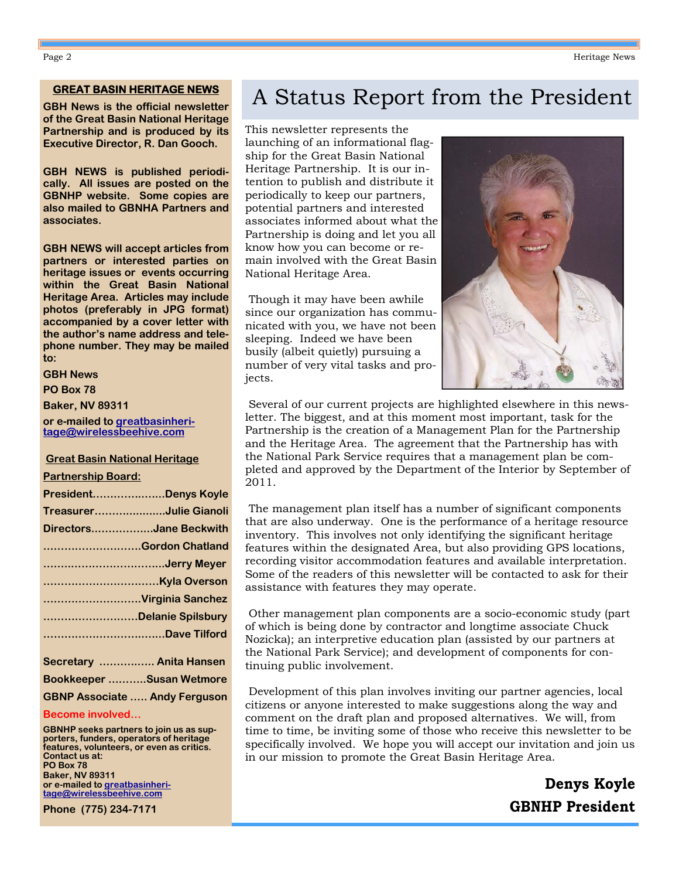## GREAT BASIN HERITAGE NEWS

**GBH News is the official newsletter of the Great Basin National Heritage Partnership and is produced by its Executive Director, R. Dan Gooch.**

**GBH NEWS is published periodically. All issues are posted on the GBNHP website. Some copies are also mailed to GBNHA Partners and associates.**

**GBH NEWS will accept articles from partners or interested parties on heritage issues or events occurring within the Great Basin National Heritage Area. Articles may include photos (preferably in JPG format) accompanied by a cover letter with the author's name address and telephone number. They may be mailed to:**

**GBH News**
**PO Box 78**
**Baker, NV 89311**
**or e-mailed to greatbasinheritage@wirelessbeehive.com**

**Great Basin National Heritage Partnership Board:**

**President…………………Denys Koyle**
**Treasurer…………………Julie Gianoli**
**Directors………………Jane Beckwith**
**……………………….Gordon Chatland**
**……………………………..Jerry Meyer**
**……………………………Kyla Overson**
**……………………….Virginia Sanchez**
**………………………Delanie Spilsbury**
**……………………………..Dave Tilford**

**Secretary ……………. Anita Hansen**
**Bookkeeper ………..Susan Wetmore**
**GBNP Associate ….. Andy Ferguson**

**Become involved…**

**GBNHP seeks partners to join us as supporters, funders, operators of heritage features, volunteers, or even as critics. Contact us at:**
**PO Box 78**
**Baker, NV 89311**
**or e-mailed to greatbasinheritage@wirelessbeehive.com**

**Phone (775) 234-7171**

# A Status Report from the President

This newsletter represents the launching of an informational flagship for the Great Basin National Heritage Partnership. It is our intention to publish and distribute it periodically to keep our partners, potential partners and interested associates informed about what the Partnership is doing and let you all know how you can become or remain involved with the Great Basin National Heritage Area.

Though it may have been awhile since our organization has communicated with you, we have not been sleeping. Indeed we have been busily (albeit quietly) pursuing a number of very vital tasks and projects.

Several of our current projects are highlighted elsewhere in this newsletter. The biggest, and at this moment most important, task for the Partnership is the creation of a Management Plan for the Partnership and the Heritage Area. The agreement that the Partnership has with the National Park Service requires that a management plan be completed and approved by the Department of the Interior by September of 2011.

The management plan itself has a number of significant components that are also underway. One is the performance of a heritage resource inventory. This involves not only identifying the significant heritage features within the designated Area, but also providing GPS locations, recording visitor accommodation features and available interpretation. Some of the readers of this newsletter will be contacted to ask for their assistance with features they may operate.

Other management plan components are a socio-economic study (part of which is being done by contractor and longtime associate Chuck Nozicka); an interpretive education plan (assisted by our partners at the National Park Service); and development of components for continuing public involvement.

Development of this plan involves inviting our partner agencies, local citizens or anyone interested to make suggestions along the way and comment on the draft plan and proposed alternatives. We will, from time to time, be inviting some of those who receive this newsletter to be specifically involved. We hope you will accept our invitation and join us in our mission to promote the Great Basin Heritage Area.

**Denys Koyle**
**GBNHP President**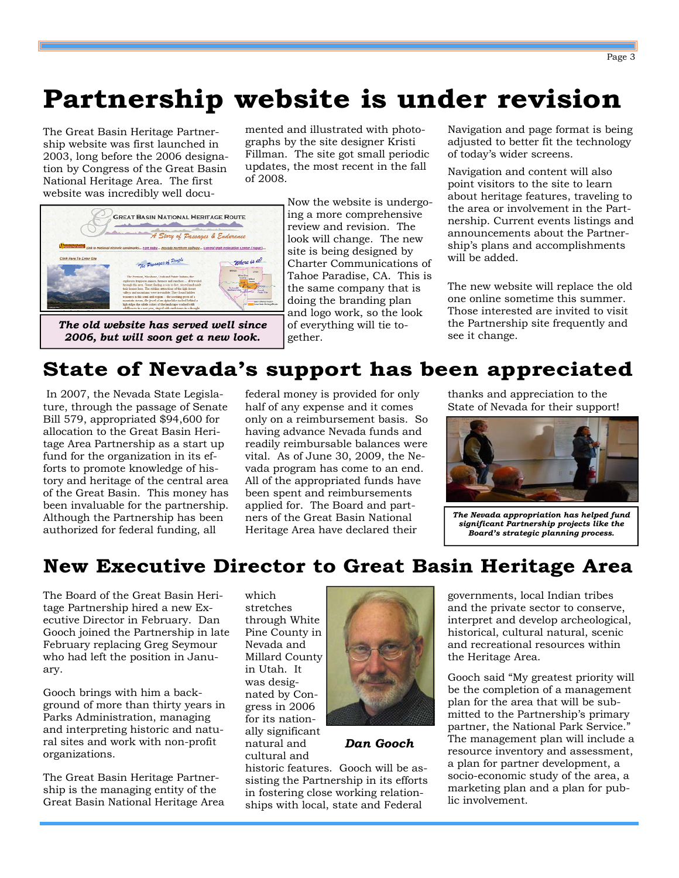# Partnership website is under revision

The Great Basin Heritage Partnership website was first launched in 2003, long before the 2006 designation by Congress of the Great Basin National Heritage Area. The first website was incredibly well documented and illustrated with photographs by the site designer Kristi Fillman. The site got small periodic updates, the most recent in the fall of 2008.

Now the website is undergoing a more comprehensive review and revision. The look will change. The new site is being designed by Charter Communications of Tahoe Paradise, CA. This is the same company that is doing the branding plan and logo work, so the look of everything will tie together.

*The old website has served well since 2006, but will soon get a new look.*

Navigation and page format is being adjusted to better fit the technology of today's wider screens.

Navigation and content will also point visitors to the site to learn about heritage features, traveling to the area or involvement in the Partnership. Current events listings and announcements about the Partnership's plans and accomplishments will be added.

The new website will replace the old one online sometime this summer. Those interested are invited to visit the Partnership site frequently and see it change.

# State of Nevada's support has been appreciated

In 2007, the Nevada State Legislature, through the passage of Senate Bill 579, appropriated $94,600 for allocation to the Great Basin Heritage Area Partnership as a start up fund for the organization in its efforts to promote knowledge of history and heritage of the central area of the Great Basin. This money has been invaluable for the partnership. Although the Partnership has been authorized for federal funding, all federal money is provided for only half of any expense and it comes only on a reimbursement basis. So having advance Nevada funds and readily reimbursable balances were vital. As of June 30, 2009, the Nevada program has come to an end. All of the appropriated funds have been spent and reimbursements applied for. The Board and partners of the Great Basin National Heritage Area have declared their thanks and appreciation to the State of Nevada for their support!

*The Nevada appropriation has helped fund significant Partnership projects like the Board's strategic planning process.*

# New Executive Director to Great Basin Heritage Area

The Board of the Great Basin Heritage Partnership hired a new Executive Director in February. Dan Gooch joined the Partnership in late February replacing Greg Seymour who had left the position in January.

Gooch brings with him a background of more than thirty years in Parks Administration, managing and interpreting historic and natural sites and work with non-profit organizations.

The Great Basin Heritage Partnership is the managing entity of the Great Basin National Heritage Area which stretches through White Pine County in Nevada and Millard County in Utah. It was designated by Congress in 2006 for its nationally significant natural and cultural and historic features. Gooch will be assisting the Partnership in its efforts in fostering close working relationships with local, state and Federal governments, local Indian tribes and the private sector to conserve, interpret and develop archeological, historical, cultural natural, scenic and recreational resources within the Heritage Area.

*Dan Gooch*

Gooch said "My greatest priority will be the completion of a management plan for the area that will be submitted to the Partnership's primary partner, the National Park Service." The management plan will include a resource inventory and assessment, a plan for partner development, a socio-economic study of the area, a marketing plan and a plan for public involvement.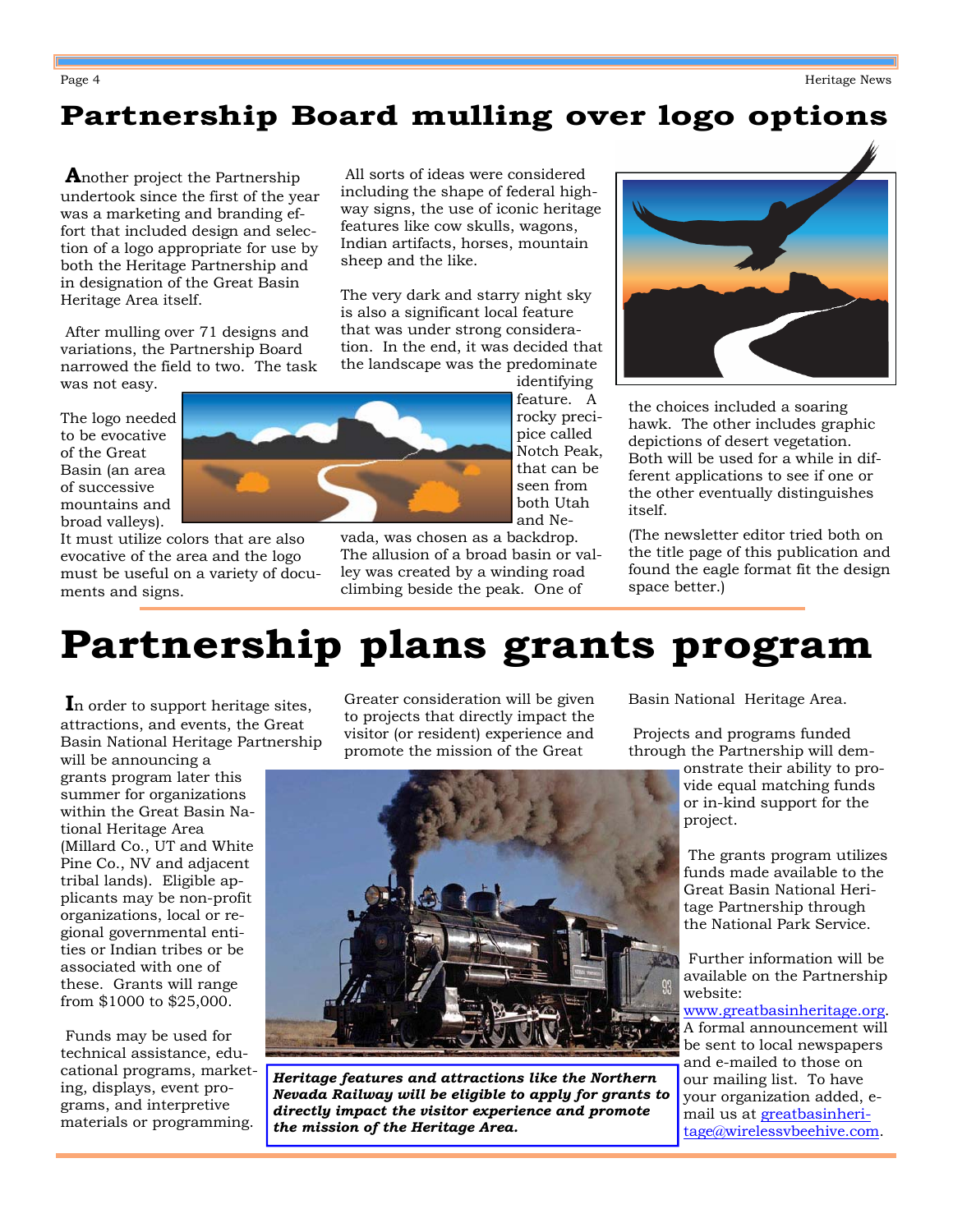# Partnership Board mulling over logo options

**A**nother project the Partnership undertook since the first of the year was a marketing and branding effort that included design and selection of a logo appropriate for use by both the Heritage Partnership and in designation of the Great Basin Heritage Area itself.

After mulling over 71 designs and variations, the Partnership Board narrowed the field to two. The task was not easy.

The logo needed to be evocative of the Great Basin (an area of successive mountains and broad valleys). It must utilize colors that are also evocative of the area and the logo must be useful on a variety of documents and signs.

All sorts of ideas were considered including the shape of federal highway signs, the use of iconic heritage features like cow skulls, wagons, Indian artifacts, horses, mountain sheep and the like.

The very dark and starry night sky is also a significant local feature that was under strong consideration. In the end, it was decided that the landscape was the predominate identifying feature. A rocky precipice called Notch Peak, that can be seen from both Utah and Nevada, was chosen as a backdrop. The allusion of a broad basin or valley was created by a winding road climbing beside the peak. One of the choices included a soaring hawk. The other includes graphic depictions of desert vegetation. Both will be used for a while in different applications to see if one or the other eventually distinguishes itself.

(The newsletter editor tried both on the title page of this publication and found the eagle format fit the design space better.)

# Partnership plans grants program

**I**n order to support heritage sites, attractions, and events, the Great Basin National Heritage Partnership will be announcing a grants program later this summer for organizations within the Great Basin National Heritage Area (Millard Co., UT and White Pine Co., NV and adjacent tribal lands). Eligible applicants may be non-profit organizations, local or regional governmental entities or Indian tribes or be associated with one of these. Grants will range from $1000 to $25,000.

Funds may be used for technical assistance, educational programs, marketing, displays, event programs, and interpretive materials or programming.

Greater consideration will be given to projects that directly impact the visitor (or resident) experience and promote the mission of the Great Basin National Heritage Area.

*Heritage features and attractions like the Northern Nevada Railway will be eligible to apply for grants to directly impact the visitor experience and promote the mission of the Heritage Area.*

Projects and programs funded through the Partnership will demonstrate their ability to provide equal matching funds or in-kind support for the project.

The grants program utilizes funds made available to the Great Basin National Heritage Partnership through the National Park Service.

Further information will be available on the Partnership website: www.greatbasinheritage.org. A formal announcement will be sent to local newspapers and e-mailed to those on our mailing list. To have your organization added, e-mail us at greatbasinheritage@wirelessvbeehive.com.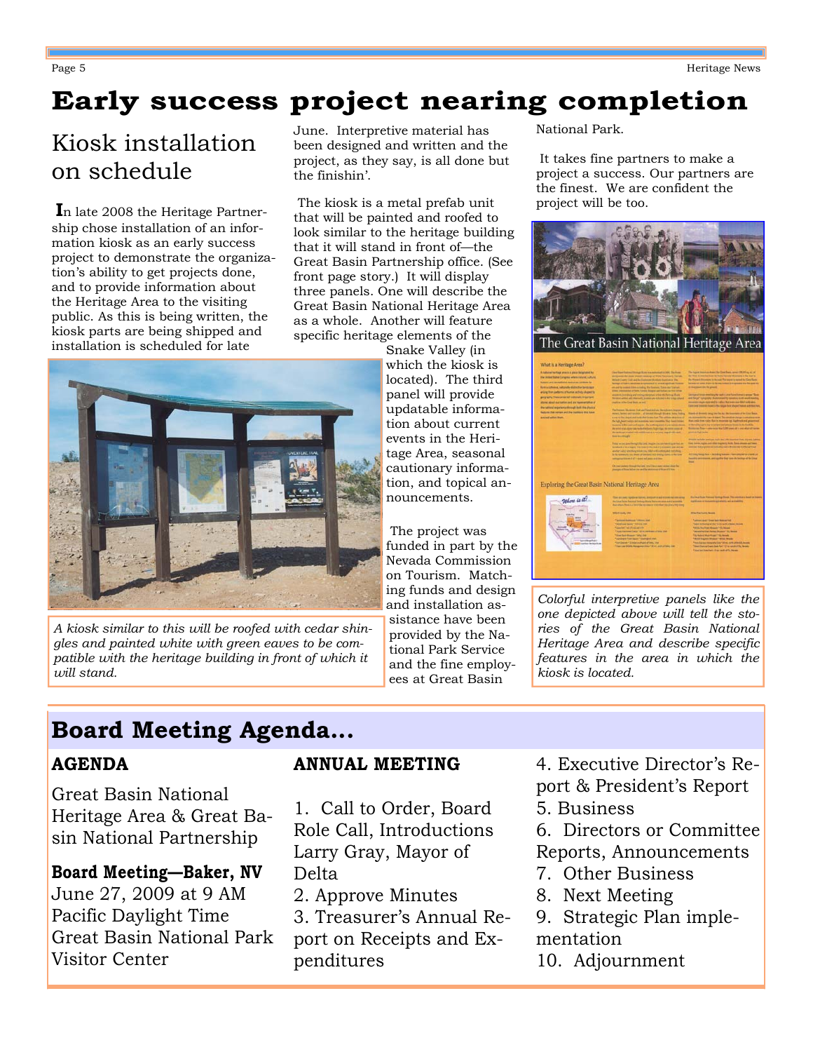# Early success project nearing completion

## Kiosk installation on schedule

In late 2008 the Heritage Partnership chose installation of an information kiosk as an early success project to demonstrate the organization's ability to get projects done, and to provide information about the Heritage Area to the visiting public. As this is being written, the kiosk parts are being shipped and installation is scheduled for late June. Interpretive material has been designed and written and the project, as they say, is all done but the finishin'.

The kiosk is a metal prefab unit that will be painted and roofed to look similar to the heritage building that it will stand in front of—the Great Basin Partnership office. (See front page story.) It will display three panels. One will describe the Great Basin National Heritage Area as a whole. Another will feature specific heritage elements of the Snake Valley (in which the kiosk is located). The third panel will provide updatable information about current events in the Heritage Area, seasonal cautionary information, and topical announcements.

The project was funded in part by the Nevada Commission on Tourism. Matching funds and design and installation assistance have been provided by the National Park Service and the fine employees at Great Basin National Park.

It takes fine partners to make a project a success. Our partners are the finest. We are confident the project will be too.

*A kiosk similar to this will be roofed with cedar shingles and painted white with green eaves to be compatible with the heritage building in front of which it will stand.*

*Colorful interpretive panels like the one depicted above will tell the stories of the Great Basin National Heritage Area and describe specific features in the area in which the kiosk is located.*

## Board Meeting Agenda...

**AGENDA**

Great Basin National Heritage Area & Great Basin National Partnership

**Board Meeting—Baker, NV**
June 27, 2009 at 9 AM Pacific Daylight Time
Great Basin National Park Visitor Center

**ANNUAL MEETING**

1. Call to Order, Board Role Call, Introductions Larry Gray, Mayor of Delta
2. Approve Minutes
3. Treasurer's Annual Report on Receipts and Expenditures
4. Executive Director's Report & President's Report
5. Business
6. Directors or Committee Reports, Announcements
7. Other Business
8. Next Meeting
9. Strategic Plan implementation
10. Adjournment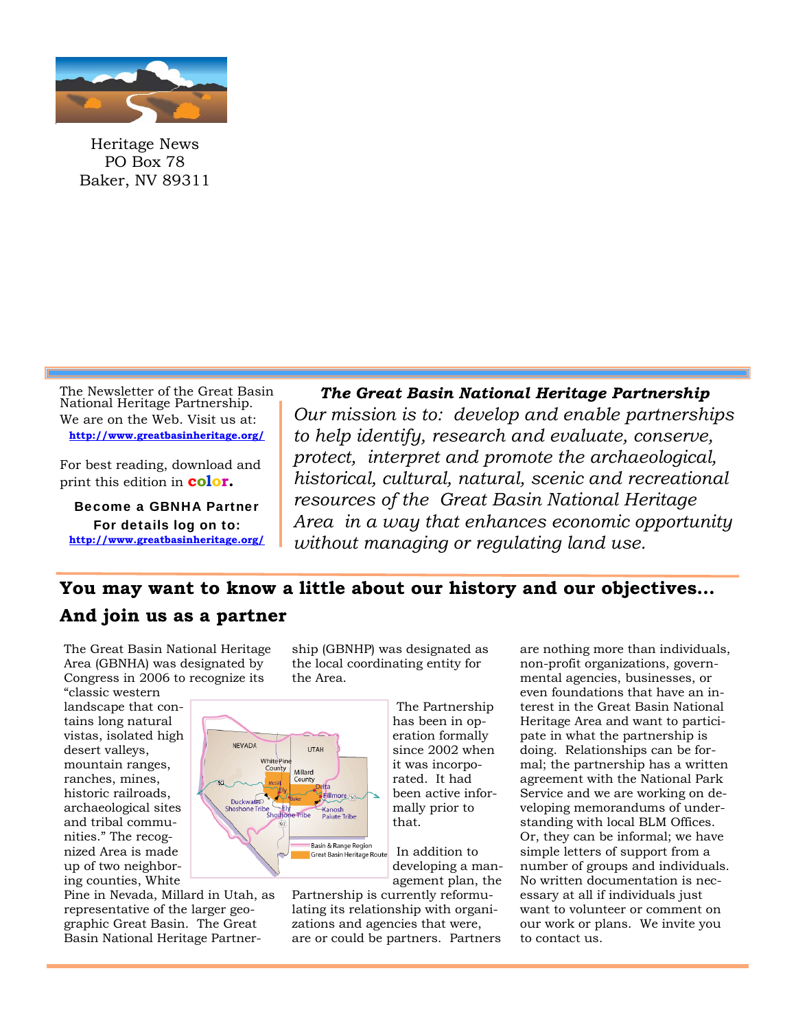Heritage News
PO Box 78
Baker, NV 89311

The Newsletter of the Great Basin National Heritage Partnership.
We are on the Web. Visit us at:
http://www.greatbasinheritage.org/

For best reading, download and print this edition in **color.**

**Become a GBNHA Partner**
**For details log on to:**
http://www.greatbasinheritage.org/

***The Great Basin National Heritage Partnership***

*Our mission is to: develop and enable partnerships to help identify, research and evaluate, conserve, protect, interpret and promote the archaeological, historical, cultural, natural, scenic and recreational resources of the Great Basin National Heritage Area in a way that enhances economic opportunity without managing or regulating land use.*

## You may want to know a little about our history and our objectives… And join us as a partner

The Great Basin National Heritage Area (GBNHA) was designated by Congress in 2006 to recognize its "classic western landscape that contains long natural vistas, isolated high desert valleys, mountain ranges, ranches, mines, historic railroads, archaeological sites and tribal communities." The recognized Area is made up of two neighboring counties, White Pine in Nevada, Millard in Utah, as representative of the larger geographic Great Basin. The Great Basin National Heritage Partnership (GBNHP) was designated as the local coordinating entity for the Area.

NEVADA
UTAH
White Pine County
Millard County
McGill
Ely
Baker
Delta
Fillmore
Duckwater Shoshone Tribe
Ely Shoshone Tribe
Kanosh Paiute Tribe
50
93
Basin & Range Region
Great Basin Heritage Route

The Partnership has been in operation formally since 2002 when it was incorporated. It had been active informally prior to that.

In addition to developing a management plan, the Partnership is currently reformulating its relationship with organizations and agencies that were, are or could be partners. Partners are nothing more than individuals, non-profit organizations, governmental agencies, businesses, or even foundations that have an interest in the Great Basin National Heritage Area and want to participate in what the partnership is doing. Relationships can be formal; the partnership has a written agreement with the National Park Service and we are working on developing memorandums of understanding with local BLM Offices. Or, they can be informal; we have simple letters of support from a number of groups and individuals. No written documentation is necessary at all if individuals just want to volunteer or comment on our work or plans. We invite you to contact us.